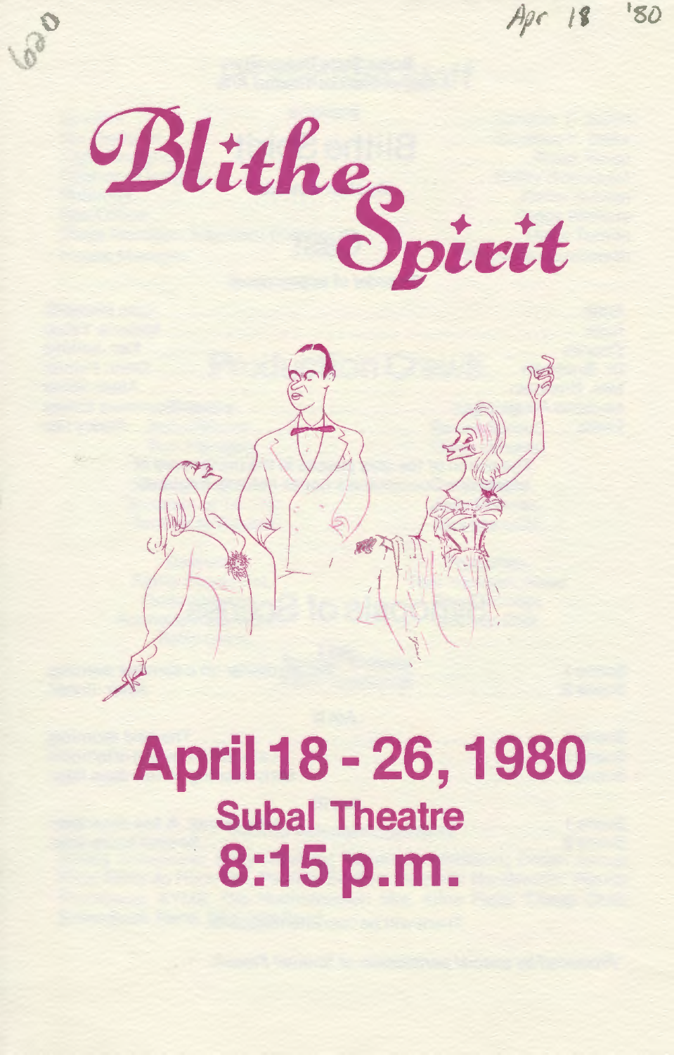Apr 18 '80

# Blithe Spirit

# April 18 - 26, 1980

## Subal Theatre

## 8:15 p.m.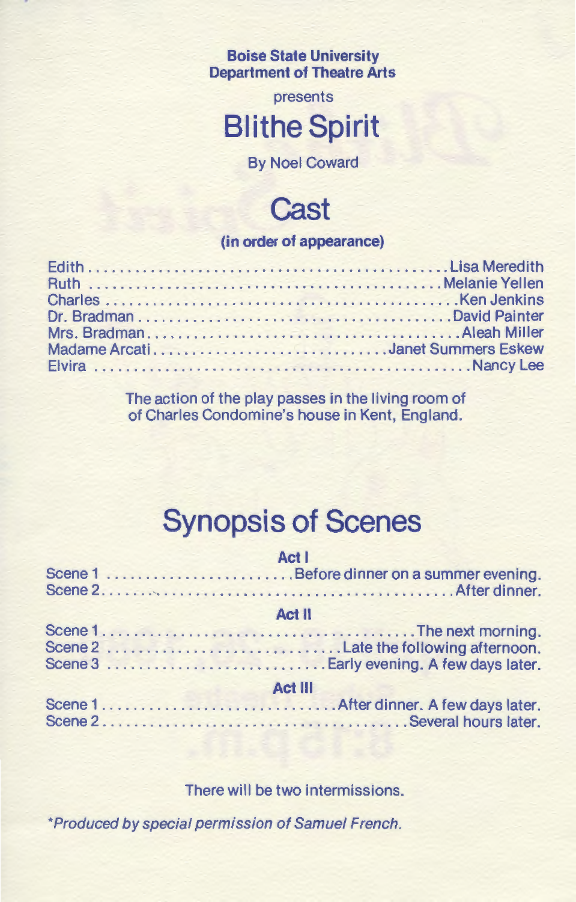**Boise State University**
**Department of Theatre Arts**

presents

# Blithe Spirit

By Noel Coward

## Cast

**(in order of appearance)**

Edith ........................................... Lisa Meredith
Ruth ........................................... Melanie Yellen
Charles ........................................... Ken Jenkins
Dr. Bradman ........................................... David Painter
Mrs. Bradman ........................................... Aleah Miller
Madame Arcati ........................................... Janet Summers Eskew
Elvira ........................................... Nancy Lee

The action of the play passes in the living room of
of Charles Condomine's house in Kent, England.

## Synopsis of Scenes

**Act I**

Scene 1 ........................................... Before dinner on a summer evening.
Scene 2 ........................................... After dinner.

**Act II**

Scene 1 ........................................... The next morning.
Scene 2 ........................................... Late the following afternoon.
Scene 3 ........................................... Early evening. A few days later.

**Act III**

Scene 1 ........................................... After dinner. A few days later.
Scene 2 ........................................... Several hours later.

There will be two intermissions.

*\*Produced by special permission of Samuel French.*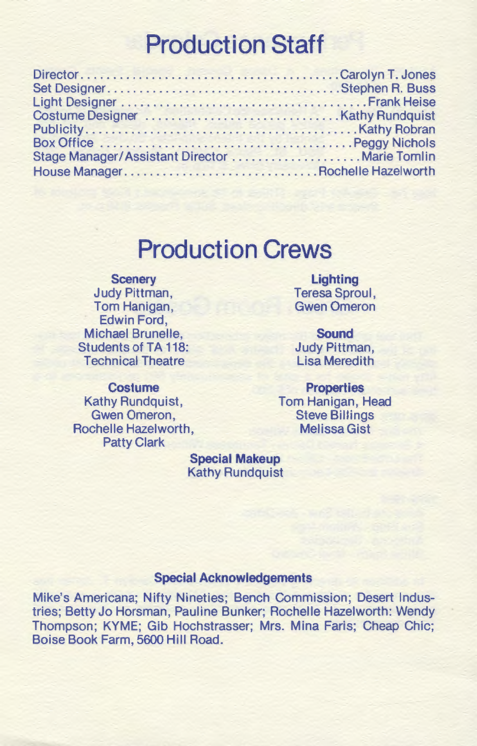# Production Staff

Director.......................................Carolyn T. Jones
Set Designer...................................Stephen R. Buss
Light Designer.......................................Frank Heise
Costume Designer..............................Kathy Rundquist
Publicity.............................................Kathy Robran
Box Office........................................Peggy Nichols
Stage Manager/Assistant Director....................Marie Tomlin
House Manager..............................Rochelle Hazelworth

# Production Crews

**Scenery**
Judy Pittman,
Tom Hanigan,
Edwin Ford,
Michael Brunelle,
Students of TA 118:
Technical Theatre

**Costume**
Kathy Rundquist,
Gwen Omeron,
Rochelle Hazelworth,
Patty Clark

**Lighting**
Teresa Sproul,
Gwen Omeron

**Sound**
Judy Pittman,
Lisa Meredith

**Properties**
Tom Hanigan, Head
Steve Billings
Melissa Gist

**Special Makeup**
Kathy Rundquist

**Special Acknowledgements**

Mike's Americana; Nifty Nineties; Bench Commission; Desert Industries; Betty Jo Horsman, Pauline Bunker; Rochelle Hazelworth: Wendy Thompson; KYME; Gib Hochstrasser; Mrs. Mina Faris; Cheap Chic; Boise Book Farm, 5600 Hill Road.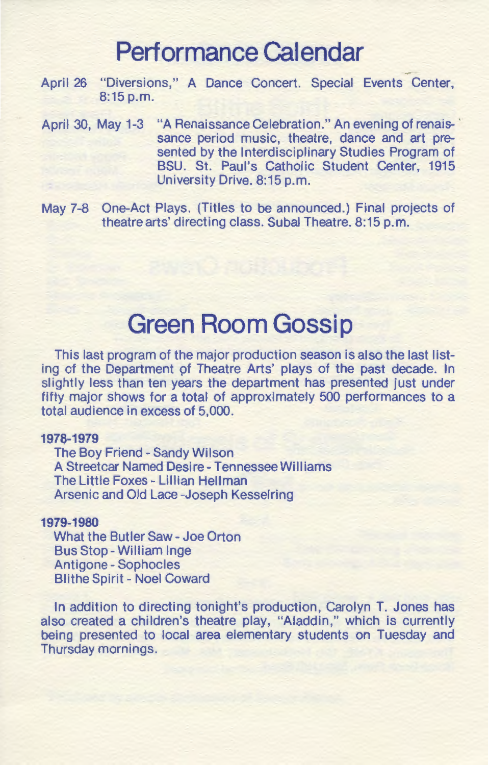# Performance Calendar

April 26 "Diversions," A Dance Concert. Special Events Center, 8:15 p.m.

April 30, May 1-3 "A Renaissance Celebration." An evening of renaissance period music, theatre, dance and art presented by the Interdisciplinary Studies Program of BSU. St. Paul's Catholic Student Center, 1915 University Drive. 8:15 p.m.

May 7-8 One-Act Plays. (Titles to be announced.) Final projects of theatre arts' directing class. Subal Theatre. 8:15 p.m.

# Green Room Gossip

This last program of the major production season is also the last listing of the Department of Theatre Arts' plays of the past decade. In slightly less than ten years the department has presented just under fifty major shows for a total of approximately 500 performances to a total audience in excess of 5,000.

**1978-1979**

The Boy Friend - Sandy Wilson
A Streetcar Named Desire - Tennessee Williams
The Little Foxes - Lillian Hellman
Arsenic and Old Lace - Joseph Kesselring

**1979-1980**

What the Butler Saw - Joe Orton
Bus Stop - William Inge
Antigone - Sophocles
Blithe Spirit - Noel Coward

In addition to directing tonight's production, Carolyn T. Jones has also created a children's theatre play, "Aladdin," which is currently being presented to local area elementary students on Tuesday and Thursday mornings.